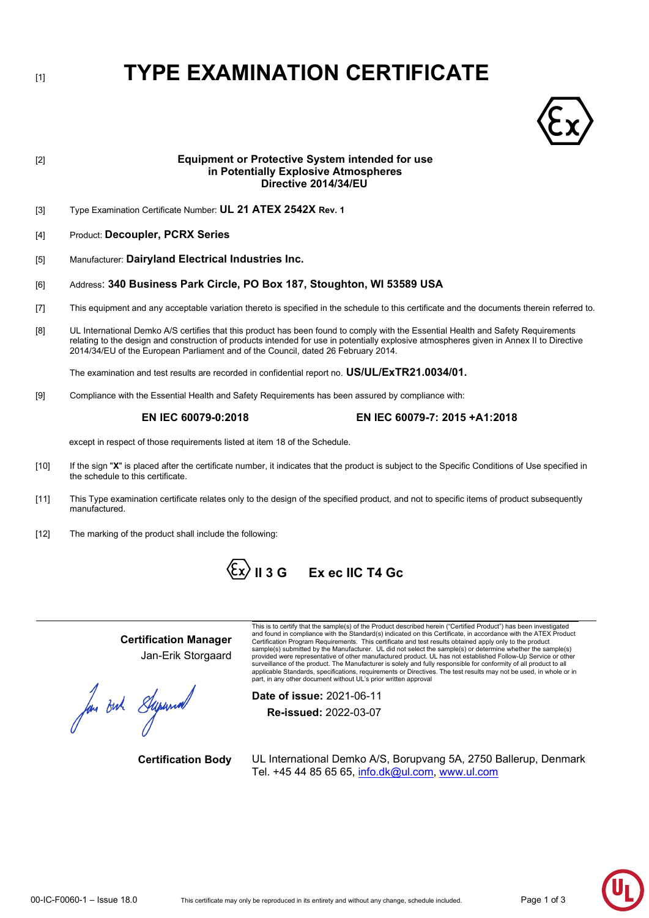[1] # TYPE EXAMINATION CERTIFICATE

[2] **Equipment or Protective System intended for use in Potentially Explosive Atmospheres Directive 2014/34/EU**

[3] Type Examination Certificate Number: **UL 21 ATEX 2542X Rev. 1**

[4] Product: **Decoupler, PCRX Series**

[5] Manufacturer: **Dairyland Electrical Industries Inc.**

[6] Address: **340 Business Park Circle, PO Box 187, Stoughton, WI 53589 USA**

[7] This equipment and any acceptable variation thereto is specified in the schedule to this certificate and the documents therein referred to.

[8] UL International Demko A/S certifies that this product has been found to comply with the Essential Health and Safety Requirements relating to the design and construction of products intended for use in potentially explosive atmospheres given in Annex II to Directive 2014/34/EU of the European Parliament and of the Council, dated 26 February 2014.

The examination and test results are recorded in confidential report no. **US/UL/ExTR21.0034/01.**

[9] Compliance with the Essential Health and Safety Requirements has been assured by compliance with:

**EN IEC 60079-0:2018** **EN IEC 60079-7: 2015 +A1:2018**

except in respect of those requirements listed at item 18 of the Schedule.

[10] If the sign "**X**" is placed after the certificate number, it indicates that the product is subject to the Specific Conditions of Use specified in the schedule to this certificate.

[11] This Type examination certificate relates only to the design of the specified product, and not to specific items of product subsequently manufactured.

[12] The marking of the product shall include the following:

**Ex II 3 G Ex ec IIC T4 Gc**

**Certification Manager**
Jan-Erik Storgaard

This is to certify that the sample(s) of the Product described herein ("Certified Product") has been investigated and found in compliance with the Standard(s) indicated on this Certificate, in accordance with the ATEX Product Certification Program Requirements. This certificate and test results obtained apply only to the product sample(s) submitted by the Manufacturer. UL did not select the sample(s) or determine whether the sample(s) provided were representative of other manufactured product. UL has not established Follow-Up Service or other surveillance of the product. The Manufacturer is solely and fully responsible for conformity of all product to all applicable Standards, specifications, requirements or Directives. The test results may not be used, in whole or in part, in any other document without UL's prior written approval

**Date of issue:** 2021-06-11
**Re-issued:** 2022-03-07

**Certification Body** UL International Demko A/S, Borupvang 5A, 2750 Ballerup, Denmark
Tel. +45 44 85 65 65, info.dk@ul.com, www.ul.com

00-IC-F0060-1 – Issue 18.0 This certificate may only be reproduced in its entirety and without any change, schedule included.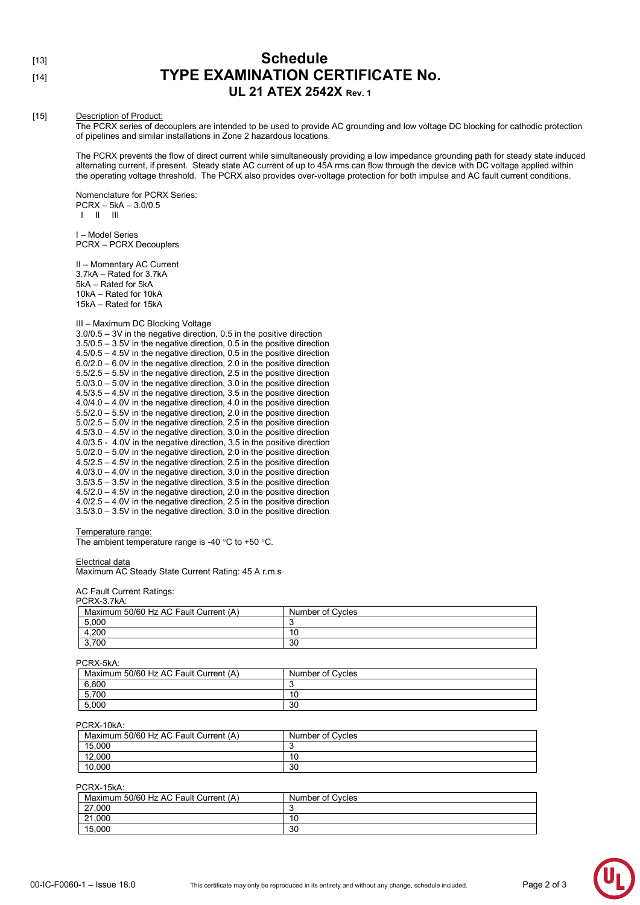[13]
# Schedule
[14]
# TYPE EXAMINATION CERTIFICATE No.
## UL 21 ATEX 2542X Rev. 1

[15] Description of Product:

The PCRX series of decouplers are intended to be used to provide AC grounding and low voltage DC blocking for cathodic protection of pipelines and similar installations in Zone 2 hazardous locations.

The PCRX prevents the flow of direct current while simultaneously providing a low impedance grounding path for steady state induced alternating current, if present. Steady state AC current of up to 45A rms can flow through the device with DC voltage applied within the operating voltage threshold. The PCRX also provides over-voltage protection for both impulse and AC fault current conditions.

Nomenclature for PCRX Series:
PCRX – 5kA – 3.0/0.5
I II III

I – Model Series
PCRX – PCRX Decouplers

II – Momentary AC Current
3.7kA – Rated for 3.7kA
5kA – Rated for 5kA
10kA – Rated for 10kA
15kA – Rated for 15kA

III – Maximum DC Blocking Voltage
3.0/0.5 – 3V in the negative direction, 0.5 in the positive direction
3.5/0.5 – 3.5V in the negative direction, 0.5 in the positive direction
4.5/0.5 – 4.5V in the negative direction, 0.5 in the positive direction
6.0/2.0 – 6.0V in the negative direction, 2.0 in the positive direction
5.5/2.5 – 5.5V in the negative direction, 2.5 in the positive direction
5.0/3.0 – 5.0V in the negative direction, 3.0 in the positive direction
4.5/3.5 – 4.5V in the negative direction, 3.5 in the positive direction
4.0/4.0 – 4.0V in the negative direction, 4.0 in the positive direction
5.5/2.0 – 5.5V in the negative direction, 2.0 in the positive direction
5.0/2.5 – 5.0V in the negative direction, 2.5 in the positive direction
4.5/3.0 – 4.5V in the negative direction, 3.0 in the positive direction
4.0/3.5 - 4.0V in the negative direction, 3.5 in the positive direction
5.0/2.0 – 5.0V in the negative direction, 2.0 in the positive direction
4.5/2.5 – 4.5V in the negative direction, 2.5 in the positive direction
4.0/3.0 – 4.0V in the negative direction, 3.0 in the positive direction
3.5/3.5 – 3.5V in the negative direction, 3.5 in the positive direction
4.5/2.0 – 4.5V in the negative direction, 2.0 in the positive direction
4.0/2.5 – 4.0V in the negative direction, 2.5 in the positive direction
3.5/3.0 – 3.5V in the negative direction, 3.0 in the positive direction

Temperature range:

The ambient temperature range is -40 °C to +50 °C.

Electrical data

Maximum AC Steady State Current Rating: 45 A r.m.s

AC Fault Current Ratings:

PCRX-3.7kA:

| Maximum 50/60 Hz AC Fault Current (A) | Number of Cycles |
|---|---|
| 5,000 | 3 |
| 4,200 | 10 |
| 3,700 | 30 |

PCRX-5kA:

| Maximum 50/60 Hz AC Fault Current (A) | Number of Cycles |
|---|---|
| 6,800 | 3 |
| 5,700 | 10 |
| 5,000 | 30 |

PCRX-10kA:

| Maximum 50/60 Hz AC Fault Current (A) | Number of Cycles |
|---|---|
| 15,000 | 3 |
| 12,000 | 10 |
| 10,000 | 30 |

PCRX-15kA:

| Maximum 50/60 Hz AC Fault Current (A) | Number of Cycles |
|---|---|
| 27,000 | 3 |
| 21,000 | 10 |
| 15,000 | 30 |

00-IC-F0060-1 – Issue 18.0 This certificate may only be reproduced in its entirety and without any change, schedule included.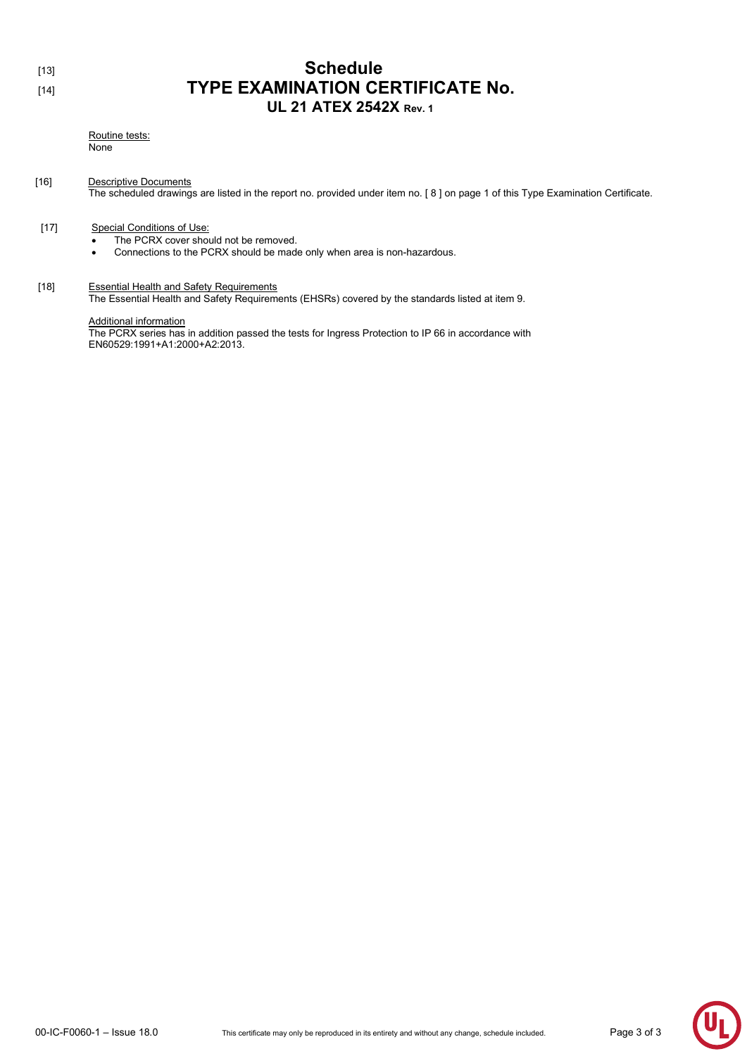[13]
# Schedule

[14]
# TYPE EXAMINATION CERTIFICATE No.
## UL 21 ATEX 2542X Rev. 1

Routine tests:
None

[16] Descriptive Documents
The scheduled drawings are listed in the report no. provided under item no. [ 8 ] on page 1 of this Type Examination Certificate.

[17] Special Conditions of Use:

- The PCRX cover should not be removed.
- Connections to the PCRX should be made only when area is non-hazardous.

[18] Essential Health and Safety Requirements
The Essential Health and Safety Requirements (EHSRs) covered by the standards listed at item 9.

Additional information
The PCRX series has in addition passed the tests for Ingress Protection to IP 66 in accordance with EN60529:1991+A1:2000+A2:2013.

00-IC-F0060-1 – Issue 18.0

This certificate may only be reproduced in its entirety and without any change, schedule included.